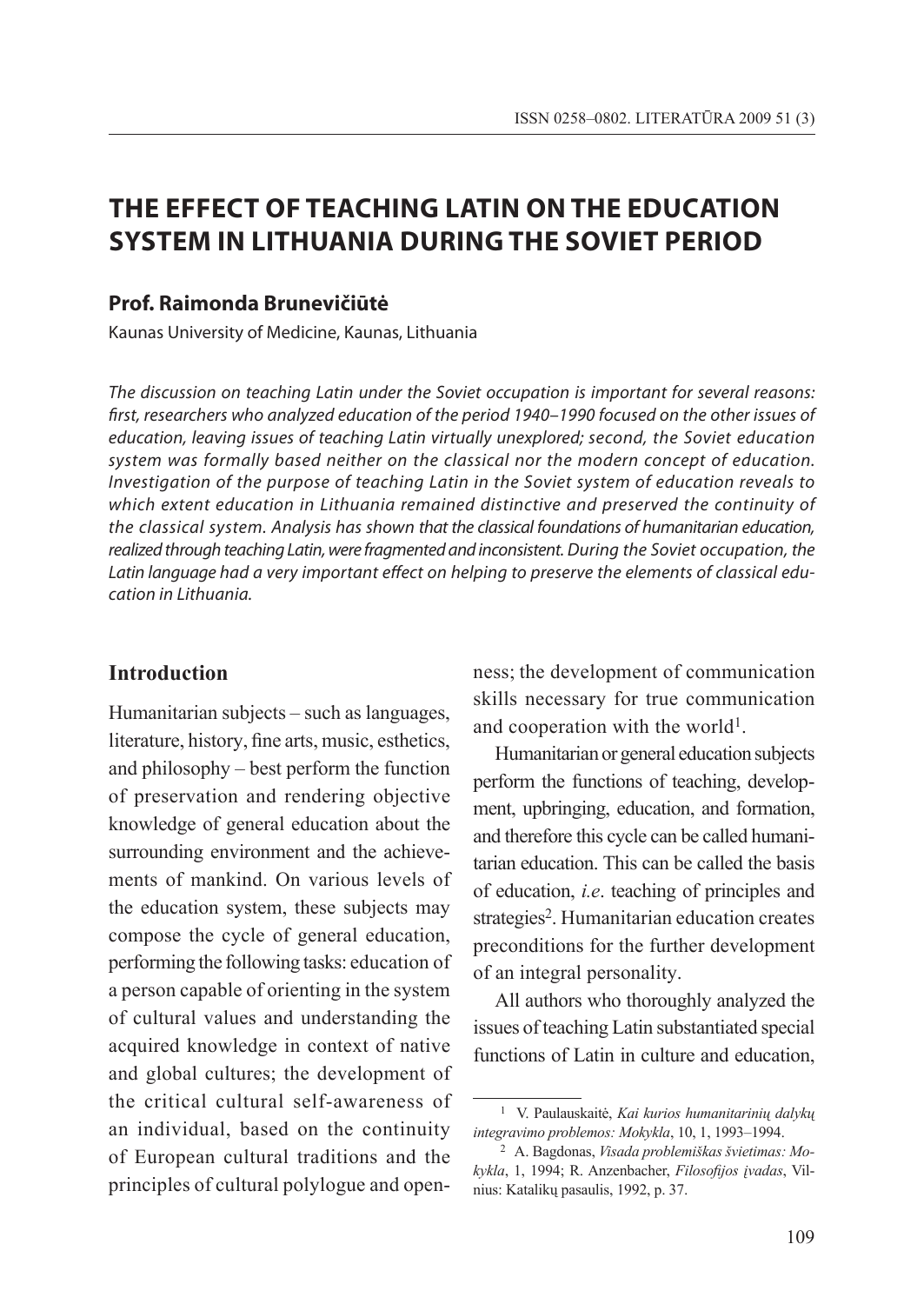# THE EFFECT OF TEACHING LATIN ON THE EDUCATION SYSTEM IN LITHUANIA DURING THE SOVIET PERIOD

**Prof. Raimonda Brunevičiūtė**

Kaunas University of Medicine, Kaunas, Lithuania

*The discussion on teaching Latin under the Soviet occupation is important for several reasons: first, researchers who analyzed education of the period 1940–1990 focused on the other issues of education, leaving issues of teaching Latin virtually unexplored; second, the Soviet education system was formally based neither on the classical nor the modern concept of education. Investigation of the purpose of teaching Latin in the Soviet system of education reveals to which extent education in Lithuania remained distinctive and preserved the continuity of the classical system. Analysis has shown that the classical foundations of humanitarian education, realized through teaching Latin, were fragmented and inconsistent. During the Soviet occupation, the Latin language had a very important effect on helping to preserve the elements of classical education in Lithuania.*

## Introduction

Humanitarian subjects – such as languages, literature, history, fine arts, music, esthetics, and philosophy – best perform the function of preservation and rendering objective knowledge of general education about the surrounding environment and the achievements of mankind. On various levels of the education system, these subjects may compose the cycle of general education, performing the following tasks: education of a person capable of orienting in the system of cultural values and understanding the acquired knowledge in context of native and global cultures; the development of the critical cultural self-awareness of an individual, based on the continuity of European cultural traditions and the principles of cultural polylogue and openness; the development of communication skills necessary for true communication and cooperation with the world[1].

Humanitarian or general education subjects perform the functions of teaching, development, upbringing, education, and formation, and therefore this cycle can be called humanitarian education. This can be called the basis of education, *i.e*. teaching of principles and strategies[2]. Humanitarian education creates preconditions for the further development of an integral personality.

All authors who thoroughly analyzed the issues of teaching Latin substantiated special functions of Latin in culture and education,

---

[1] V. Paulauskaitė, *Kai kurios humanitarinių dalykų integravimo problemos: Mokykla*, 10, 1, 1993–1994.

[2] A. Bagdonas, *Visada problemiškas švietimas: Mokykla*, 1, 1994; R. Anzenbacher, *Filosofijos įvadas*, Vilnius: Katalikų pasaulis, 1992, p. 37.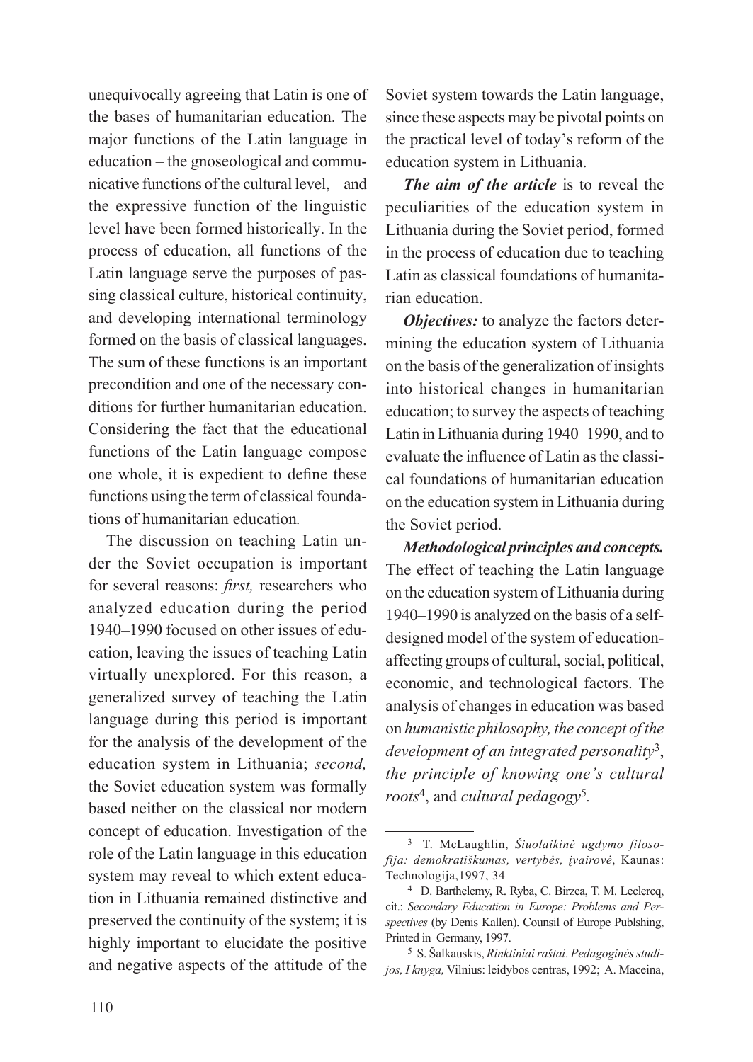unequivocally agreeing that Latin is one of the bases of humanitarian education. The major functions of the Latin language in education – the gnoseological and communicative functions of the cultural level, – and the expressive function of the linguistic level have been formed historically. In the process of education, all functions of the Latin language serve the purposes of passing classical culture, historical continuity, and developing international terminology formed on the basis of classical languages. The sum of these functions is an important precondition and one of the necessary conditions for further humanitarian education. Considering the fact that the educational functions of the Latin language compose one whole, it is expedient to define these functions using the term of classical foundations of humanitarian education*.*

The discussion on teaching Latin under the Soviet occupation is important for several reasons: *first,* researchers who analyzed education during the period 1940–1990 focused on other issues of education, leaving the issues of teaching Latin virtually unexplored. For this reason, a generalized survey of teaching the Latin language during this period is important for the analysis of the development of the education system in Lithuania; *second,* the Soviet education system was formally based neither on the classical nor modern concept of education. Investigation of the role of the Latin language in this education system may reveal to which extent education in Lithuania remained distinctive and preserved the continuity of the system; it is highly important to elucidate the positive and negative aspects of the attitude of the Soviet system towards the Latin language, since these aspects may be pivotal points on the practical level of today's reform of the education system in Lithuania.

***The aim of the article*** is to reveal the peculiarities of the education system in Lithuania during the Soviet period, formed in the process of education due to teaching Latin as classical foundations of humanitarian education.

***Objectives:*** to analyze the factors determining the education system of Lithuania on the basis of the generalization of insights into historical changes in humanitarian education; to survey the aspects of teaching Latin in Lithuania during 1940–1990, and to evaluate the influence of Latin as the classical foundations of humanitarian education on the education system in Lithuania during the Soviet period.

***Methodological principles and concepts.*** The effect of teaching the Latin language on the education system of Lithuania during 1940–1990 is analyzed on the basis of a self-designed model of the system of education-affecting groups of cultural, social, political, economic, and technological factors. The analysis of changes in education was based on *humanistic philosophy, the concept of the development of an integrated personality*[3], *the principle of knowing one's cultural roots*[4], and *cultural pedagogy*[5].

---

[3] T. McLaughlin, *Šiuolaikinė ugdymo filosofija: demokratiškumas, vertybės, įvairovė*, Kaunas: Technologija,1997, 34

[4] D. Barthelemy, R. Ryba, C. Birzea, T. M. Leclercq, cit.: *Secondary Education in Europe: Problems and Perspectives* (by Denis Kallen). Counsil of Europe Publshing, Printed in Germany, 1997.

[5] S. Šalkauskis, *Rinktiniai raštai*. *Pedagoginės studijos, I knyga,* Vilnius: leidybos centras, 1992; A. Maceina,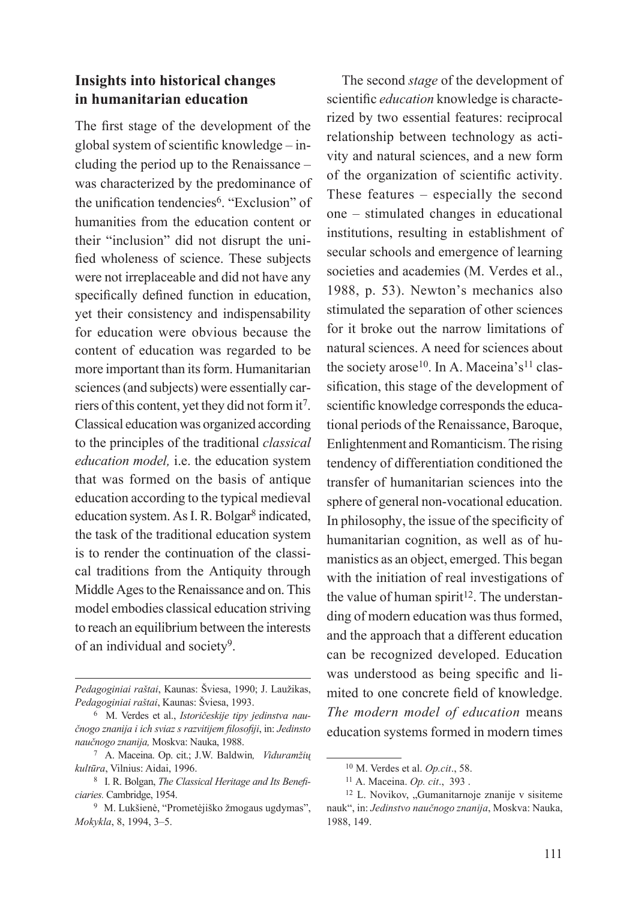## Insights into historical changes in humanitarian education

The first stage of the development of the global system of scientific knowledge – including the period up to the Renaissance – was characterized by the predominance of the unification tendencies[6]. "Exclusion" of humanities from the education content or their "inclusion" did not disrupt the unified wholeness of science. These subjects were not irreplaceable and did not have any specifically defined function in education, yet their consistency and indispensability for education were obvious because the content of education was regarded to be more important than its form. Humanitarian sciences (and subjects) were essentially carriers of this content, yet they did not form it[7]. Classical education was organized according to the principles of the traditional *classical education model,* i.e. the education system that was formed on the basis of antique education according to the typical medieval education system. As I. R. Bolgar[8] indicated, the task of the traditional education system is to render the continuation of the classical traditions from the Antiquity through Middle Ages to the Renaissance and on. This model embodies classical education striving to reach an equilibrium between the interests of an individual and society[9].

The second *stage* of the development of scientific *education* knowledge is characterized by two essential features: reciprocal relationship between technology as activity and natural sciences, and a new form of the organization of scientific activity. These features – especially the second one – stimulated changes in educational institutions, resulting in establishment of secular schools and emergence of learning societies and academies (M. Verdes et al., 1988, p. 53). Newton's mechanics also stimulated the separation of other sciences for it broke out the narrow limitations of natural sciences. A need for sciences about the society arose[10]. In A. Maceina's[11] classification, this stage of the development of scientific knowledge corresponds the educational periods of the Renaissance, Baroque, Enlightenment and Romanticism. The rising tendency of differentiation conditioned the transfer of humanitarian sciences into the sphere of general non-vocational education. In philosophy, the issue of the specificity of humanitarian cognition, as well as of humanistics as an object, emerged. This began with the initiation of real investigations of the value of human spirit[12]. The understanding of modern education was thus formed, and the approach that a different education can be recognized developed. Education was understood as being specific and limited to one concrete field of knowledge. *The modern model of education* means education systems formed in modern times

---

*Pedagoginiai raštai*, Kaunas: Šviesa, 1990; J. Laužikas, *Pedagoginiai raštai*, Kaunas: Šviesa, 1993.

[6] M. Verdes et al., *Istoričeskije tipy jedinstva naučnogo znanija i ich sviaz s razvitijem filosofiji*, in: *Jedinsto naučnogo znanija,* Moskva: Nauka, 1988.

[7] A. Maceina. Op. cit.; J.W. Baldwin*, Viduramžių kultūra*, Vilnius: Aidai, 1996.

[8] I. R. Bolgan, *The Classical Heritage and Its Beneficiaries.* Cambridge, 1954.

[9] M. Lukšienė, "Prometėjiško žmogaus ugdymas", *Mokykla*, 8, 1994, 3–5.

[10] M. Verdes et al. *Op.cit*., 58.

[11] A. Maceina. *Op. cit*., 393 .

[12] L. Novikov, „Gumanitarnoje znanije v sisiteme nauk", in: *Jedinstvo naučnogo znanija*, Moskva: Nauka, 1988, 149.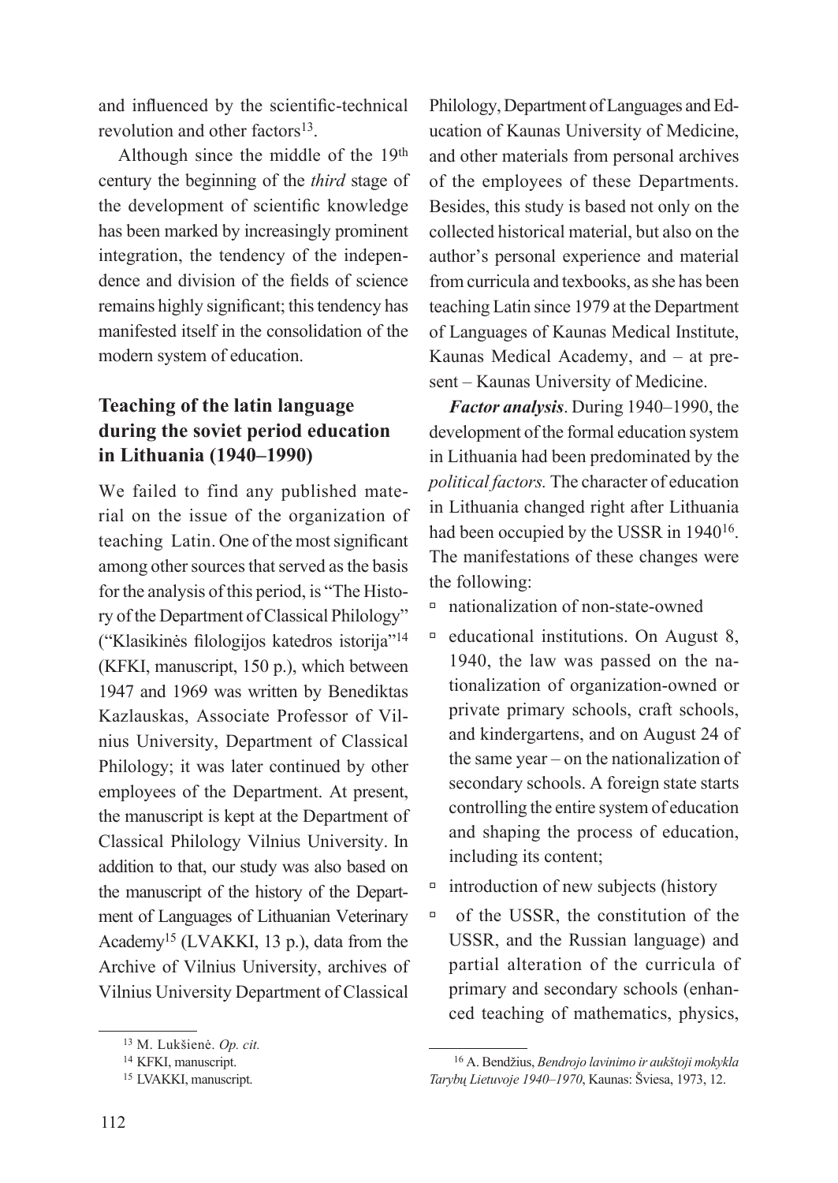and influenced by the scientific-technical revolution and other factors[13].

Although since the middle of the 19th century the beginning of the *third* stage of the development of scientific knowledge has been marked by increasingly prominent integration, the tendency of the independence and division of the fields of science remains highly significant; this tendency has manifested itself in the consolidation of the modern system of education.

## Teaching of the latin language during the soviet period education in Lithuania (1940–1990)

We failed to find any published material on the issue of the organization of teaching Latin. One of the most significant among other sources that served as the basis for the analysis of this period, is "The History of the Department of Classical Philology" ("Klasikinės filologijos katedros istorija"[14] (KFKI, manuscript, 150 p.), which between 1947 and 1969 was written by Benediktas Kazlauskas, Associate Professor of Vilnius University, Department of Classical Philology; it was later continued by other employees of the Department. At present, the manuscript is kept at the Department of Classical Philology Vilnius University. In addition to that, our study was also based on the manuscript of the history of the Department of Languages of Lithuanian Veterinary Academy[15] (LVAKKI, 13 p.), data from the Archive of Vilnius University, archives of Vilnius University Department of Classical Philology, Department of Languages and Education of Kaunas University of Medicine, and other materials from personal archives of the employees of these Departments. Besides, this study is based not only on the collected historical material, but also on the author's personal experience and material from curricula and texbooks, as she has been teaching Latin since 1979 at the Department of Languages of Kaunas Medical Institute, Kaunas Medical Academy, and – at present – Kaunas University of Medicine.

***Factor analysis***. During 1940–1990, the development of the formal education system in Lithuania had been predominated by the *political factors.* The character of education in Lithuania changed right after Lithuania had been occupied by the USSR in 1940[16]. The manifestations of these changes were the following:

- nationalization of non-state-owned
- educational institutions. On August 8, 1940, the law was passed on the nationalization of organization-owned or private primary schools, craft schools, and kindergartens, and on August 24 of the same year – on the nationalization of secondary schools. A foreign state starts controlling the entire system of education and shaping the process of education, including its content;
- introduction of new subjects (history
- of the USSR, the constitution of the USSR, and the Russian language) and partial alteration of the curricula of primary and secondary schools (enhanced teaching of mathematics, physics,

---

[13] M. Lukšienė. *Op. cit.*

[14] KFKI, manuscript.

[15] LVAKKI, manuscript.

[16] A. Bendžius, *Bendrojo lavinimo ir aukštoji mokykla Tarybų Lietuvoje 1940–1970*, Kaunas: Šviesa, 1973, 12.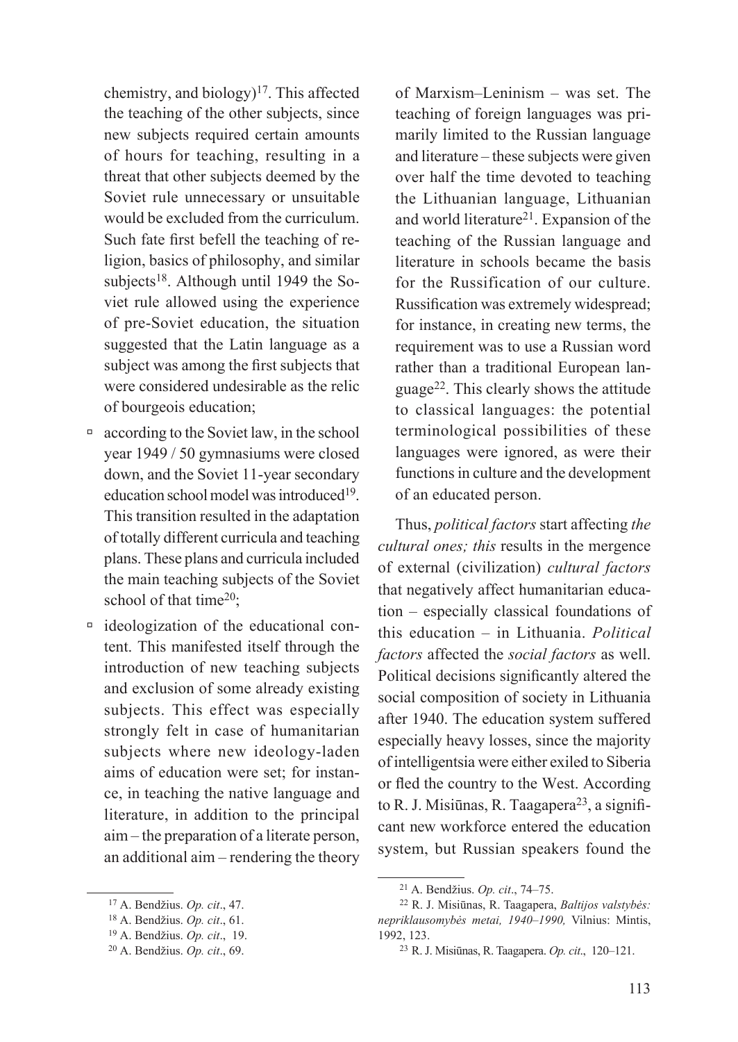chemistry, and biology)[17]. This affected the teaching of the other subjects, since new subjects required certain amounts of hours for teaching, resulting in a threat that other subjects deemed by the Soviet rule unnecessary or unsuitable would be excluded from the curriculum. Such fate first befell the teaching of religion, basics of philosophy, and similar subjects[18]. Although until 1949 the Soviet rule allowed using the experience of pre-Soviet education, the situation suggested that the Latin language as a subject was among the first subjects that were considered undesirable as the relic of bourgeois education;

- according to the Soviet law, in the school year 1949 / 50 gymnasiums were closed down, and the Soviet 11-year secondary education school model was introduced[19]. This transition resulted in the adaptation of totally different curricula and teaching plans. These plans and curricula included the main teaching subjects of the Soviet school of that time[20];
- ideologization of the educational content. This manifested itself through the introduction of new teaching subjects and exclusion of some already existing subjects. This effect was especially strongly felt in case of humanitarian subjects where new ideology-laden aims of education were set; for instance, in teaching the native language and literature, in addition to the principal aim – the preparation of a literate person, an additional aim – rendering the theory of Marxism–Leninism – was set. The teaching of foreign languages was primarily limited to the Russian language and literature – these subjects were given over half the time devoted to teaching the Lithuanian language, Lithuanian and world literature[21]. Expansion of the teaching of the Russian language and literature in schools became the basis for the Russification of our culture. Russification was extremely widespread; for instance, in creating new terms, the requirement was to use a Russian word rather than a traditional European language[22]. This clearly shows the attitude to classical languages: the potential terminological possibilities of these languages were ignored, as were their functions in culture and the development of an educated person.

Thus, *political factors* start affecting *the cultural ones; this* results in the mergence of external (civilization) *cultural factors* that negatively affect humanitarian education – especially classical foundations of this education – in Lithuania. *Political factors* affected the *social factors* as well. Political decisions significantly altered the social composition of society in Lithuania after 1940. The education system suffered especially heavy losses, since the majority of intelligentsia were either exiled to Siberia or fled the country to the West. According to R. J. Misiūnas, R. Taagapera[23], a significant new workforce entered the education system, but Russian speakers found the

---

[17] A. Bendžius. *Op. cit*., 47.

[18] A. Bendžius. *Op. cit*., 61.

[19] A. Bendžius. *Op. cit*., 19.

[20] A. Bendžius. *Op. cit*., 69.

[21] A. Bendžius. *Op. cit*., 74–75.

[22] R. J. Misiūnas, R. Taagapera, *Baltijos valstybės: nepriklausomybės metai, 1940–1990,* Vilnius: Mintis, 1992, 123.

[23] R. J. Misiūnas, R. Taagapera. *Op. cit*., 120–121.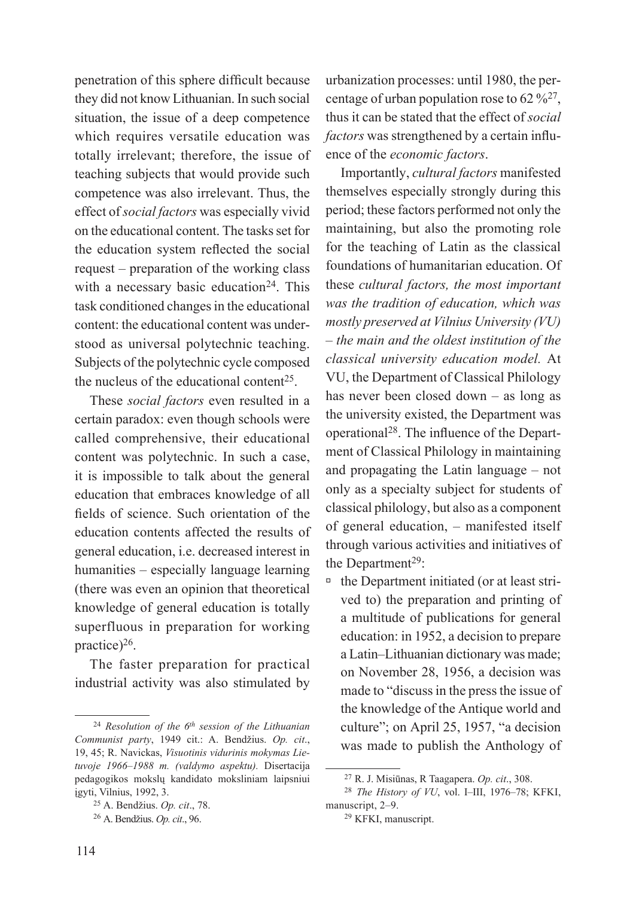penetration of this sphere difficult because they did not know Lithuanian. In such social situation, the issue of a deep competence which requires versatile education was totally irrelevant; therefore, the issue of teaching subjects that would provide such competence was also irrelevant. Thus, the effect of *social factors* was especially vivid on the educational content. The tasks set for the education system reflected the social request – preparation of the working class with a necessary basic education[24]. This task conditioned changes in the educational content: the educational content was understood as universal polytechnic teaching. Subjects of the polytechnic cycle composed the nucleus of the educational content[25].

These *social factors* even resulted in a certain paradox: even though schools were called comprehensive, their educational content was polytechnic. In such a case, it is impossible to talk about the general education that embraces knowledge of all fields of science. Such orientation of the education contents affected the results of general education, i.e. decreased interest in humanities – especially language learning (there was even an opinion that theoretical knowledge of general education is totally superfluous in preparation for working practice)[26].

The faster preparation for practical industrial activity was also stimulated by urbanization processes: until 1980, the percentage of urban population rose to 62 %[27], thus it can be stated that the effect of *social factors* was strengthened by a certain influence of the *economic factors*.

Importantly, *cultural factors* manifested themselves especially strongly during this period; these factors performed not only the maintaining, but also the promoting role for the teaching of Latin as the classical foundations of humanitarian education. Of these *cultural factors, the most important was the tradition of education, which was mostly preserved at Vilnius University (VU) – the main and the oldest institution of the classical university education model.* At VU, the Department of Classical Philology has never been closed down – as long as the university existed, the Department was operational[28]. The influence of the Department of Classical Philology in maintaining and propagating the Latin language – not only as a specialty subject for students of classical philology, but also as a component of general education, – manifested itself through various activities and initiatives of the Department[29]:

- the Department initiated (or at least strived to) the preparation and printing of a multitude of publications for general education: in 1952, a decision to prepare a Latin–Lithuanian dictionary was made; on November 28, 1956, a decision was made to "discuss in the press the issue of the knowledge of the Antique world and culture"; on April 25, 1957, "a decision was made to publish the Anthology of

---

[24] *Resolution of the 6th session of the Lithuanian Communist party*, 1949 cit.: A. Bendžius. *Op. cit*., 19, 45; R. Navickas, *Visuotinis vidurinis mokymas Lietuvoje 1966–1988 m. (valdymo aspektu).* Disertacija pedagogikos mokslų kandidato moksliniam laipsniui įgyti, Vilnius, 1992, 3.

[25] A. Bendžius. *Op. cit*., 78.

[26] A. Bendžius. *Op. cit*., 96.

[27] R. J. Misiūnas, R Taagapera. *Op. cit*., 308.

[28] *The History of VU*, vol. I–III, 1976–78; KFKI, manuscript, 2–9.

[29] KFKI, manuscript.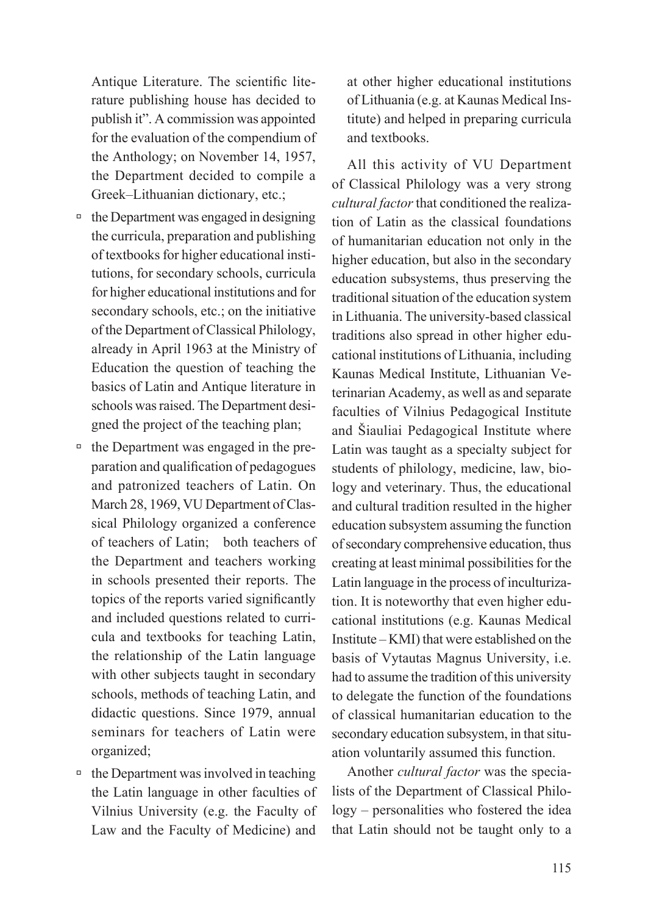Antique Literature. The scientific literature publishing house has decided to publish it". A commission was appointed for the evaluation of the compendium of the Anthology; on November 14, 1957, the Department decided to compile a Greek–Lithuanian dictionary, etc.;

- the Department was engaged in designing the curricula, preparation and publishing of textbooks for higher educational institutions, for secondary schools, curricula for higher educational institutions and for secondary schools, etc.; on the initiative of the Department of Classical Philology, already in April 1963 at the Ministry of Education the question of teaching the basics of Latin and Antique literature in schools was raised. The Department designed the project of the teaching plan;
- the Department was engaged in the preparation and qualification of pedagogues and patronized teachers of Latin. On March 28, 1969, VU Department of Classical Philology organized a conference of teachers of Latin; both teachers of the Department and teachers working in schools presented their reports. The topics of the reports varied significantly and included questions related to curricula and textbooks for teaching Latin, the relationship of the Latin language with other subjects taught in secondary schools, methods of teaching Latin, and didactic questions. Since 1979, annual seminars for teachers of Latin were organized;
- the Department was involved in teaching the Latin language in other faculties of Vilnius University (e.g. the Faculty of Law and the Faculty of Medicine) and at other higher educational institutions of Lithuania (e.g. at Kaunas Medical Institute) and helped in preparing curricula and textbooks.

All this activity of VU Department of Classical Philology was a very strong *cultural factor* that conditioned the realization of Latin as the classical foundations of humanitarian education not only in the higher education, but also in the secondary education subsystems, thus preserving the traditional situation of the education system in Lithuania. The university-based classical traditions also spread in other higher educational institutions of Lithuania, including Kaunas Medical Institute, Lithuanian Veterinarian Academy, as well as and separate faculties of Vilnius Pedagogical Institute and Šiauliai Pedagogical Institute where Latin was taught as a specialty subject for students of philology, medicine, law, biology and veterinary. Thus, the educational and cultural tradition resulted in the higher education subsystem assuming the function of secondary comprehensive education, thus creating at least minimal possibilities for the Latin language in the process of inculturization. It is noteworthy that even higher educational institutions (e.g. Kaunas Medical Institute – KMI) that were established on the basis of Vytautas Magnus University, i.e. had to assume the tradition of this university to delegate the function of the foundations of classical humanitarian education to the secondary education subsystem, in that situation voluntarily assumed this function.

Another *cultural factor* was the specialists of the Department of Classical Philology – personalities who fostered the idea that Latin should not be taught only to a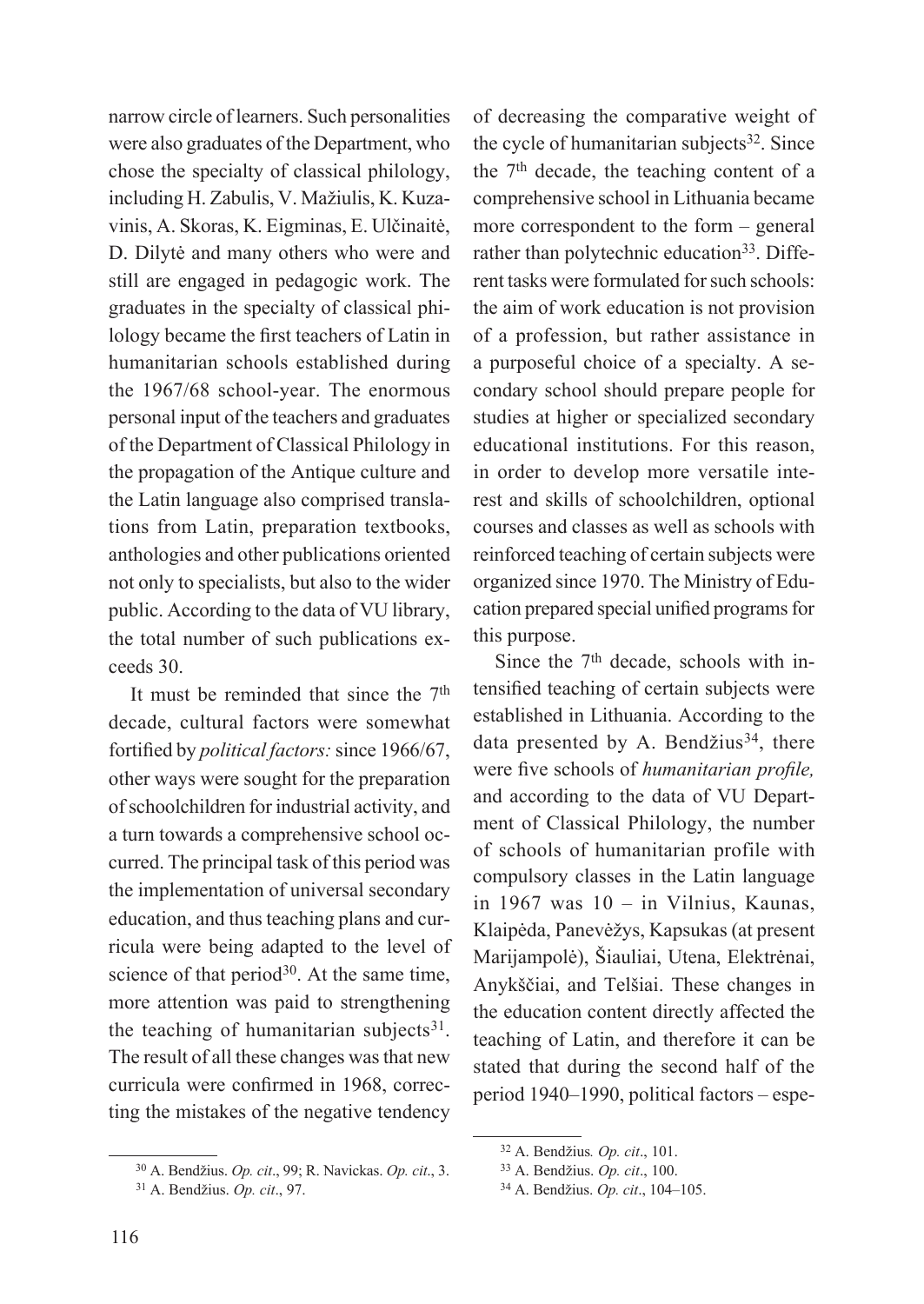narrow circle of learners. Such personalities were also graduates of the Department, who chose the specialty of classical philology, including H. Zabulis, V. Mažiulis, K. Kuzavinis, A. Skoras, K. Eigminas, E. Ulčinaitė, D. Dilytė and many others who were and still are engaged in pedagogic work. The graduates in the specialty of classical philology became the first teachers of Latin in humanitarian schools established during the 1967/68 school-year. The enormous personal input of the teachers and graduates of the Department of Classical Philology in the propagation of the Antique culture and the Latin language also comprised translations from Latin, preparation textbooks, anthologies and other publications oriented not only to specialists, but also to the wider public. According to the data of VU library, the total number of such publications exceeds 30.

It must be reminded that since the 7th decade, cultural factors were somewhat fortified by *political factors:* since 1966/67, other ways were sought for the preparation of schoolchildren for industrial activity, and a turn towards a comprehensive school occurred. The principal task of this period was the implementation of universal secondary education, and thus teaching plans and curricula were being adapted to the level of science of that period[30]. At the same time, more attention was paid to strengthening the teaching of humanitarian subjects[31]. The result of all these changes was that new curricula were confirmed in 1968, correcting the mistakes of the negative tendency of decreasing the comparative weight of the cycle of humanitarian subjects[32]. Since the 7th decade, the teaching content of a comprehensive school in Lithuania became more correspondent to the form – general rather than polytechnic education[33]. Different tasks were formulated for such schools: the aim of work education is not provision of a profession, but rather assistance in a purposeful choice of a specialty. A secondary school should prepare people for studies at higher or specialized secondary educational institutions. For this reason, in order to develop more versatile interest and skills of schoolchildren, optional courses and classes as well as schools with reinforced teaching of certain subjects were organized since 1970. The Ministry of Education prepared special unified programs for this purpose.

Since the 7th decade, schools with intensified teaching of certain subjects were established in Lithuania. According to the data presented by A. Bendžius[34], there were five schools of *humanitarian profile,* and according to the data of VU Department of Classical Philology, the number of schools of humanitarian profile with compulsory classes in the Latin language in 1967 was 10 – in Vilnius, Kaunas, Klaipėda, Panevėžys, Kapsukas (at present Marijampolė), Šiauliai, Utena, Elektrėnai, Anykščiai, and Telšiai. These changes in the education content directly affected the teaching of Latin, and therefore it can be stated that during the second half of the period 1940–1990, political factors – espe-

---

[30] A. Bendžius. *Op. cit*., 99; R. Navickas. *Op. cit*., 3.

[31] A. Bendžius. *Op. cit*., 97.

[32] A. Bendžius*. Op. cit*., 101.

[33] A. Bendžius. *Op. cit*., 100.

[34] A. Bendžius. *Op. cit*., 104–105.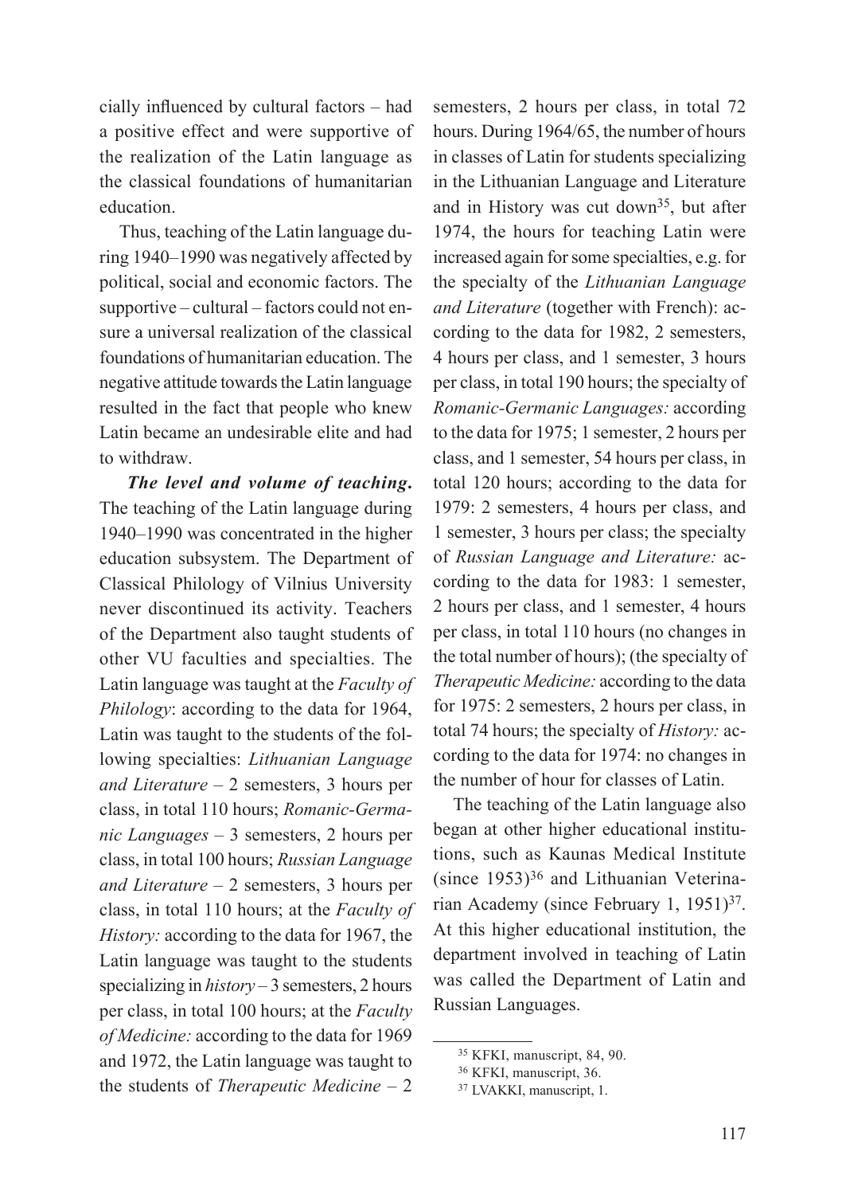cially influenced by cultural factors – had a positive effect and were supportive of the realization of the Latin language as the classical foundations of humanitarian education.

Thus, teaching of the Latin language during 1940–1990 was negatively affected by political, social and economic factors. The supportive – cultural – factors could not ensure a universal realization of the classical foundations of humanitarian education. The negative attitude towards the Latin language resulted in the fact that people who knew Latin became an undesirable elite and had to withdraw.

***The level and volume of teaching.*** The teaching of the Latin language during 1940–1990 was concentrated in the higher education subsystem. The Department of Classical Philology of Vilnius University never discontinued its activity. Teachers of the Department also taught students of other VU faculties and specialties. The Latin language was taught at the *Faculty of Philology*: according to the data for 1964, Latin was taught to the students of the following specialties: *Lithuanian Language and Literature* – 2 semesters, 3 hours per class, in total 110 hours; *Romanic-Germanic Languages* – 3 semesters, 2 hours per class, in total 100 hours; *Russian Language and Literature* – 2 semesters, 3 hours per class, in total 110 hours; at the *Faculty of History:* according to the data for 1967, the Latin language was taught to the students specializing in *history* – 3 semesters, 2 hours per class, in total 100 hours; at the *Faculty of Medicine:* according to the data for 1969 and 1972, the Latin language was taught to the students of *Therapeutic Medicine* – 2 semesters, 2 hours per class, in total 72 hours. During 1964/65, the number of hours in classes of Latin for students specializing in the Lithuanian Language and Literature and in History was cut down[35], but after 1974, the hours for teaching Latin were increased again for some specialties, e.g. for the specialty of the *Lithuanian Language and Literature* (together with French): according to the data for 1982, 2 semesters, 4 hours per class, and 1 semester, 3 hours per class, in total 190 hours; the specialty of *Romanic-Germanic Languages:* according to the data for 1975; 1 semester, 2 hours per class, and 1 semester, 54 hours per class, in total 120 hours; according to the data for 1979: 2 semesters, 4 hours per class, and 1 semester, 3 hours per class; the specialty of *Russian Language and Literature:* according to the data for 1983: 1 semester, 2 hours per class, and 1 semester, 4 hours per class, in total 110 hours (no changes in the total number of hours); (the specialty of *Therapeutic Medicine:* according to the data for 1975: 2 semesters, 2 hours per class, in total 74 hours; the specialty of *History:* according to the data for 1974: no changes in the number of hour for classes of Latin.

The teaching of the Latin language also began at other higher educational institutions, such as Kaunas Medical Institute (since 1953)[36] and Lithuanian Veterinarian Academy (since February 1, 1951)[37]. At this higher educational institution, the department involved in teaching of Latin was called the Department of Latin and Russian Languages.

---

[35] KFKI, manuscript, 84, 90.

[36] KFKI, manuscript, 36.

[37] LVAKKI, manuscript, 1.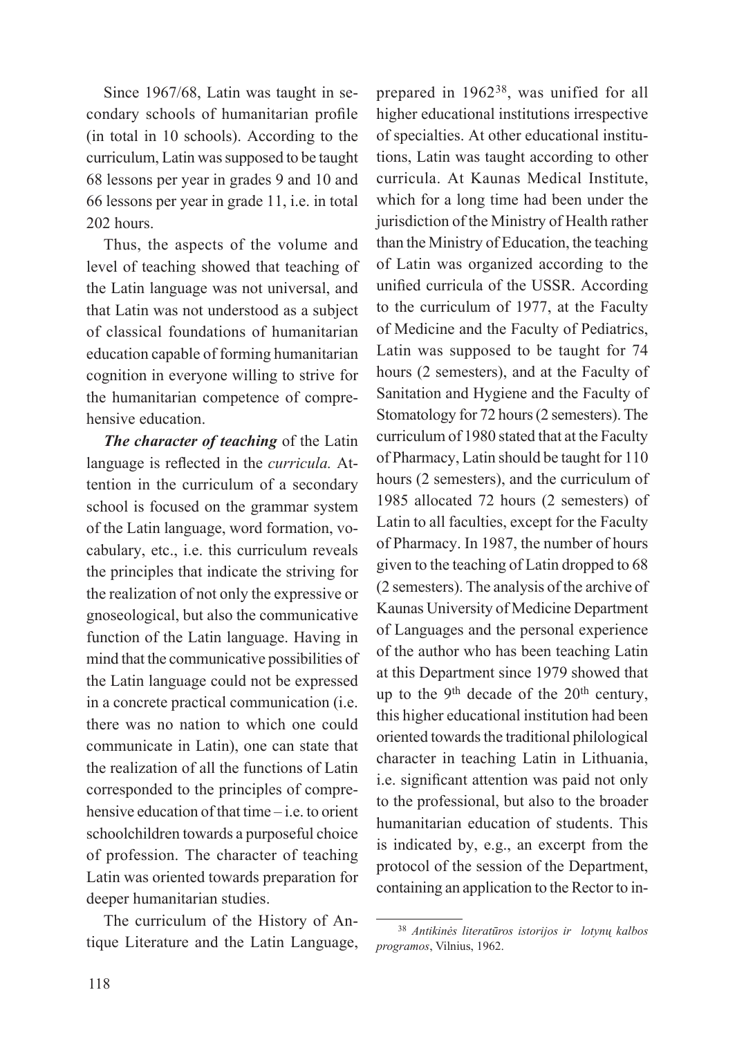Since 1967/68, Latin was taught in secondary schools of humanitarian profile (in total in 10 schools). According to the curriculum, Latin was supposed to be taught 68 lessons per year in grades 9 and 10 and 66 lessons per year in grade 11, i.e. in total 202 hours.

Thus, the aspects of the volume and level of teaching showed that teaching of the Latin language was not universal, and that Latin was not understood as a subject of classical foundations of humanitarian education capable of forming humanitarian cognition in everyone willing to strive for the humanitarian competence of comprehensive education.

***The character of teaching*** of the Latin language is reflected in the *curricula.* Attention in the curriculum of a secondary school is focused on the grammar system of the Latin language, word formation, vocabulary, etc., i.e. this curriculum reveals the principles that indicate the striving for the realization of not only the expressive or gnoseological, but also the communicative function of the Latin language. Having in mind that the communicative possibilities of the Latin language could not be expressed in a concrete practical communication (i.e. there was no nation to which one could communicate in Latin), one can state that the realization of all the functions of Latin corresponded to the principles of comprehensive education of that time – i.e. to orient schoolchildren towards a purposeful choice of profession. The character of teaching Latin was oriented towards preparation for deeper humanitarian studies.

The curriculum of the History of Antique Literature and the Latin Language, prepared in 1962[38], was unified for all higher educational institutions irrespective of specialties. At other educational institutions, Latin was taught according to other curricula. At Kaunas Medical Institute, which for a long time had been under the jurisdiction of the Ministry of Health rather than the Ministry of Education, the teaching of Latin was organized according to the unified curricula of the USSR. According to the curriculum of 1977, at the Faculty of Medicine and the Faculty of Pediatrics, Latin was supposed to be taught for 74 hours (2 semesters), and at the Faculty of Sanitation and Hygiene and the Faculty of Stomatology for 72 hours (2 semesters). The curriculum of 1980 stated that at the Faculty of Pharmacy, Latin should be taught for 110 hours (2 semesters), and the curriculum of 1985 allocated 72 hours (2 semesters) of Latin to all faculties, except for the Faculty of Pharmacy. In 1987, the number of hours given to the teaching of Latin dropped to 68 (2 semesters). The analysis of the archive of Kaunas University of Medicine Department of Languages and the personal experience of the author who has been teaching Latin at this Department since 1979 showed that up to the 9th decade of the 20th century, this higher educational institution had been oriented towards the traditional philological character in teaching Latin in Lithuania, i.e. significant attention was paid not only to the professional, but also to the broader humanitarian education of students. This is indicated by, e.g., an excerpt from the protocol of the session of the Department, containing an application to the Rector to in-

[38] *Antikinės literatūros istorijos ir lotynų kalbos programos*, Vilnius, 1962.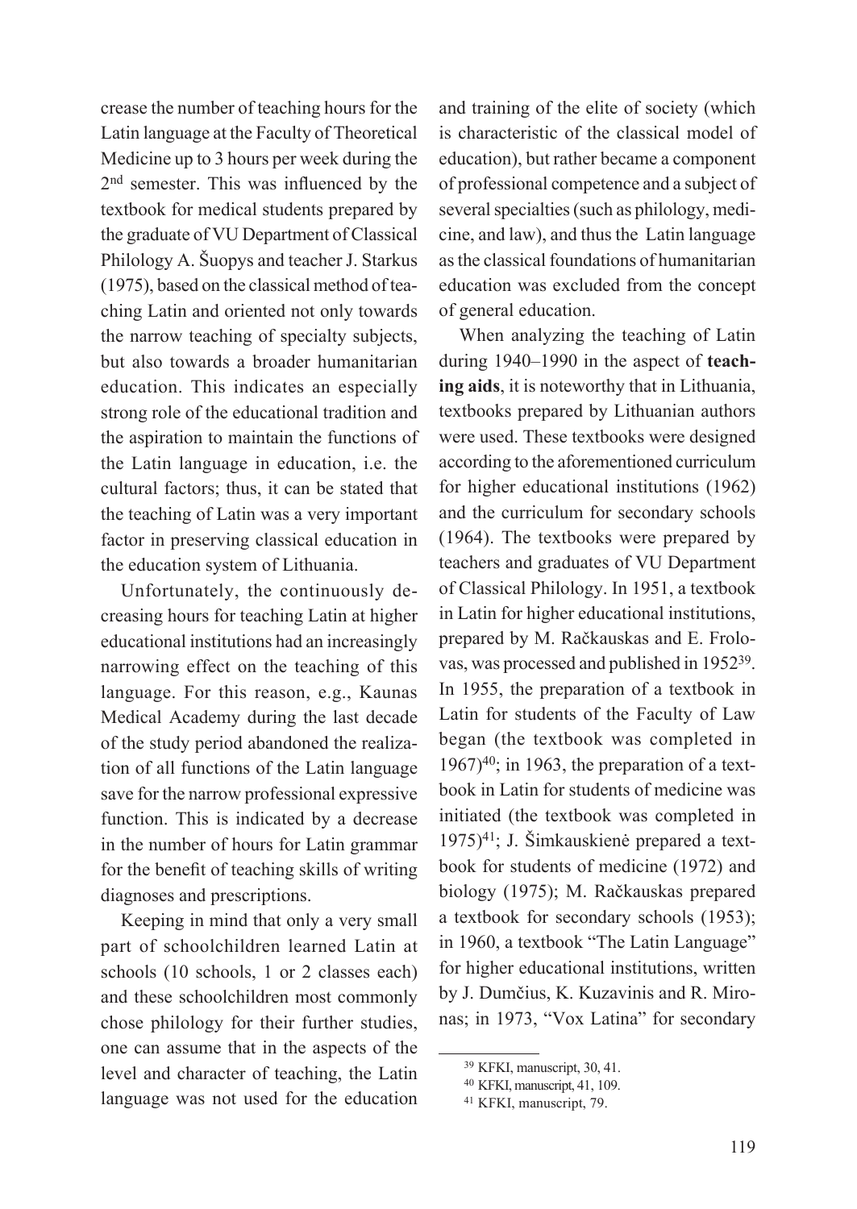crease the number of teaching hours for the Latin language at the Faculty of Theoretical Medicine up to 3 hours per week during the 2nd semester. This was influenced by the textbook for medical students prepared by the graduate of VU Department of Classical Philology A. Šuopys and teacher J. Starkus (1975), based on the classical method of teaching Latin and oriented not only towards the narrow teaching of specialty subjects, but also towards a broader humanitarian education. This indicates an especially strong role of the educational tradition and the aspiration to maintain the functions of the Latin language in education, i.e. the cultural factors; thus, it can be stated that the teaching of Latin was a very important factor in preserving classical education in the education system of Lithuania.

Unfortunately, the continuously decreasing hours for teaching Latin at higher educational institutions had an increasingly narrowing effect on the teaching of this language. For this reason, e.g., Kaunas Medical Academy during the last decade of the study period abandoned the realization of all functions of the Latin language save for the narrow professional expressive function. This is indicated by a decrease in the number of hours for Latin grammar for the benefit of teaching skills of writing diagnoses and prescriptions.

Keeping in mind that only a very small part of schoolchildren learned Latin at schools (10 schools, 1 or 2 classes each) and these schoolchildren most commonly chose philology for their further studies, one can assume that in the aspects of the level and character of teaching, the Latin language was not used for the education and training of the elite of society (which is characteristic of the classical model of education), but rather became a component of professional competence and a subject of several specialties (such as philology, medicine, and law), and thus the Latin language as the classical foundations of humanitarian education was excluded from the concept of general education.

When analyzing the teaching of Latin during 1940–1990 in the aspect of **teaching aids**, it is noteworthy that in Lithuania, textbooks prepared by Lithuanian authors were used. These textbooks were designed according to the aforementioned curriculum for higher educational institutions (1962) and the curriculum for secondary schools (1964). The textbooks were prepared by teachers and graduates of VU Department of Classical Philology. In 1951, a textbook in Latin for higher educational institutions, prepared by M. Račkauskas and E. Frolovas, was processed and published in 1952[39]. In 1955, the preparation of a textbook in Latin for students of the Faculty of Law began (the textbook was completed in 1967)[40]; in 1963, the preparation of a textbook in Latin for students of medicine was initiated (the textbook was completed in 1975)[41]; J. Šimkauskienė prepared a textbook for students of medicine (1972) and biology (1975); M. Račkauskas prepared a textbook for secondary schools (1953); in 1960, a textbook "The Latin Language" for higher educational institutions, written by J. Dumčius, K. Kuzavinis and R. Mironas; in 1973, "Vox Latina" for secondary

---

[39] KFKI, manuscript, 30, 41.

[40] KFKI, manuscript, 41, 109.

[41] KFKI, manuscript, 79.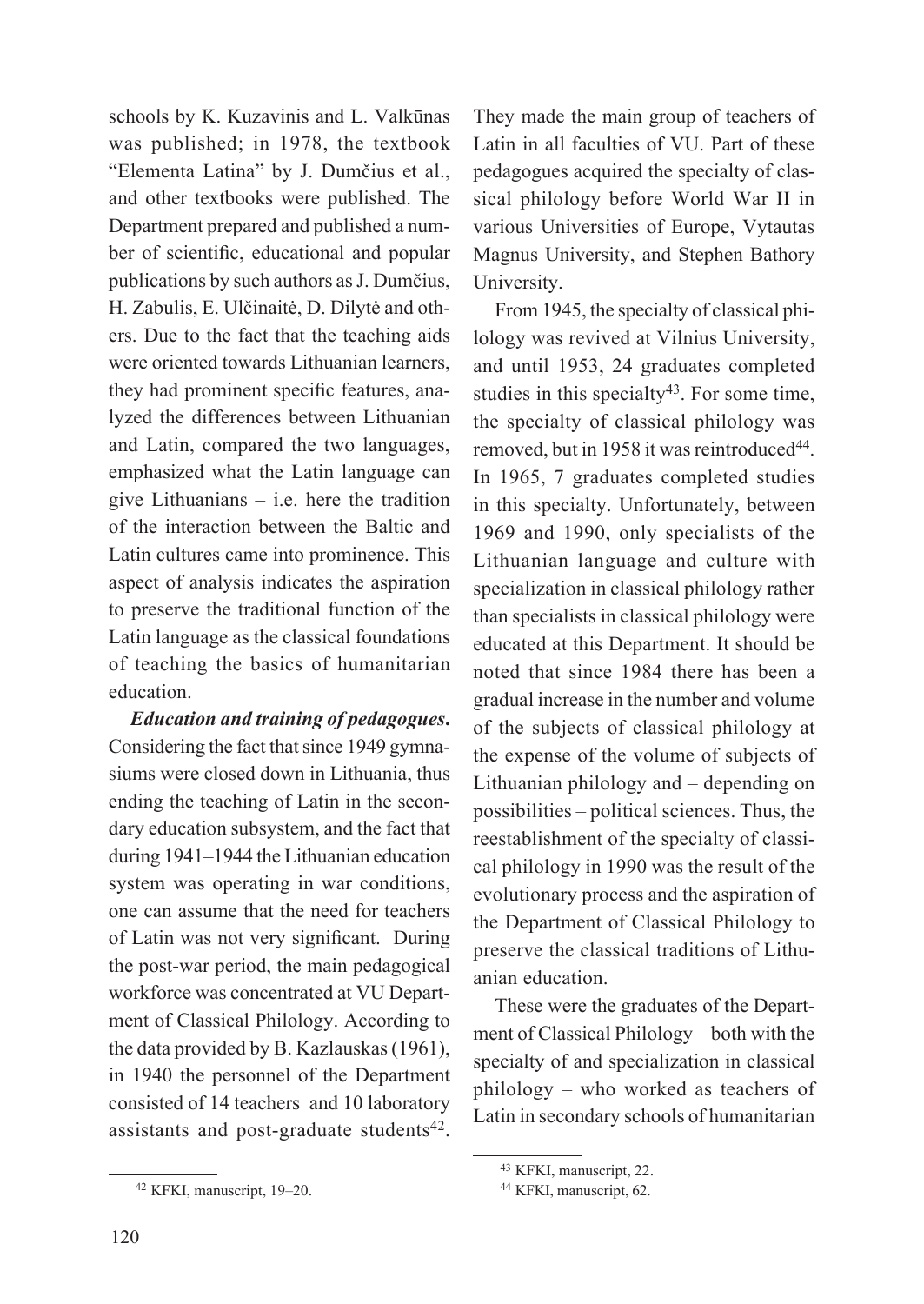schools by K. Kuzavinis and L. Valkūnas was published; in 1978, the textbook "Elementa Latina" by J. Dumčius et al., and other textbooks were published. The Department prepared and published a number of scientific, educational and popular publications by such authors as J. Dumčius, H. Zabulis, E. Ulčinaitė, D. Dilytė and others. Due to the fact that the teaching aids were oriented towards Lithuanian learners, they had prominent specific features, analyzed the differences between Lithuanian and Latin, compared the two languages, emphasized what the Latin language can give Lithuanians – i.e. here the tradition of the interaction between the Baltic and Latin cultures came into prominence. This aspect of analysis indicates the aspiration to preserve the traditional function of the Latin language as the classical foundations of teaching the basics of humanitarian education.

***Education and training of pedagogues.*** Considering the fact that since 1949 gymnasiums were closed down in Lithuania, thus ending the teaching of Latin in the secondary education subsystem, and the fact that during 1941–1944 the Lithuanian education system was operating in war conditions, one can assume that the need for teachers of Latin was not very significant. During the post-war period, the main pedagogical workforce was concentrated at VU Department of Classical Philology. According to the data provided by B. Kazlauskas (1961), in 1940 the personnel of the Department consisted of 14 teachers and 10 laboratory assistants and post-graduate students[42]. They made the main group of teachers of Latin in all faculties of VU. Part of these pedagogues acquired the specialty of classical philology before World War II in various Universities of Europe, Vytautas Magnus University, and Stephen Bathory University.

From 1945, the specialty of classical philology was revived at Vilnius University, and until 1953, 24 graduates completed studies in this specialty[43]. For some time, the specialty of classical philology was removed, but in 1958 it was reintroduced[44]. In 1965, 7 graduates completed studies in this specialty. Unfortunately, between 1969 and 1990, only specialists of the Lithuanian language and culture with specialization in classical philology rather than specialists in classical philology were educated at this Department. It should be noted that since 1984 there has been a gradual increase in the number and volume of the subjects of classical philology at the expense of the volume of subjects of Lithuanian philology and – depending on possibilities – political sciences. Thus, the reestablishment of the specialty of classical philology in 1990 was the result of the evolutionary process and the aspiration of the Department of Classical Philology to preserve the classical traditions of Lithuanian education.

These were the graduates of the Department of Classical Philology – both with the specialty of and specialization in classical philology – who worked as teachers of Latin in secondary schools of humanitarian

---

[42] KFKI, manuscript, 19–20.

[43] KFKI, manuscript, 22.

[44] KFKI, manuscript, 62.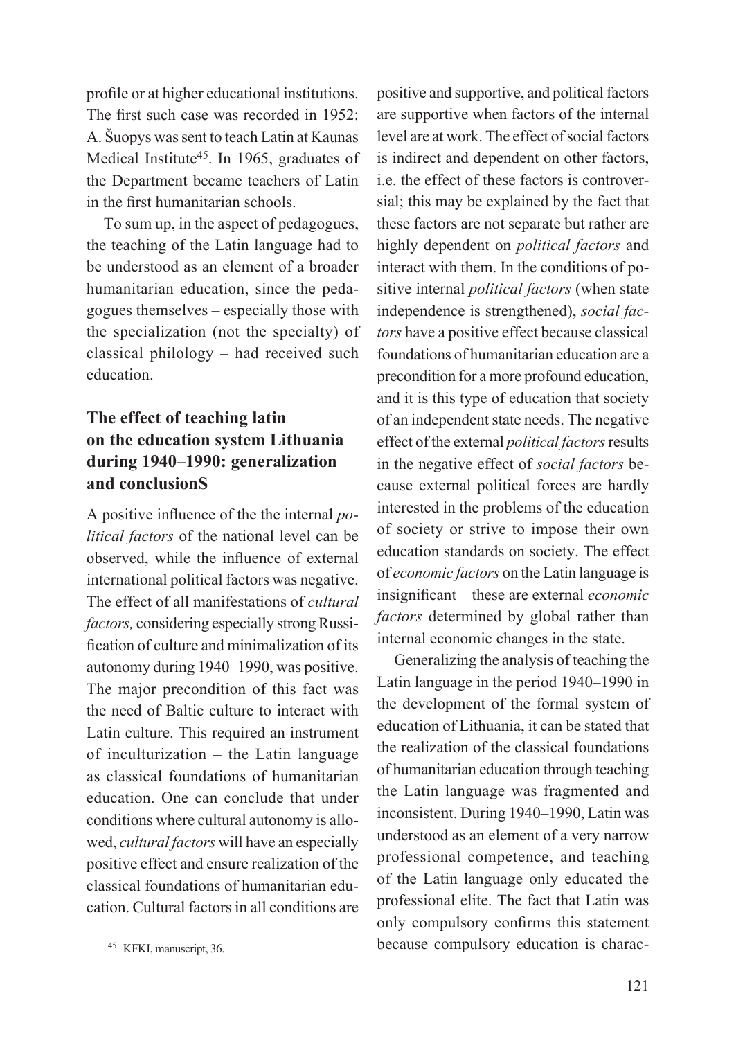profile or at higher educational institutions. The first such case was recorded in 1952: A. Šuopys was sent to teach Latin at Kaunas Medical Institute[45]. In 1965, graduates of the Department became teachers of Latin in the first humanitarian schools.

To sum up, in the aspect of pedagogues, the teaching of the Latin language had to be understood as an element of a broader humanitarian education, since the pedagogues themselves – especially those with the specialization (not the specialty) of classical philology – had received such education.

## The effect of teaching latin on the education system Lithuania during 1940–1990: generalization and conclusionS

A positive influence of the the internal *political factors* of the national level can be observed, while the influence of external international political factors was negative. The effect of all manifestations of *cultural factors,* considering especially strong Russification of culture and minimalization of its autonomy during 1940–1990, was positive. The major precondition of this fact was the need of Baltic culture to interact with Latin culture. This required an instrument of inculturization – the Latin language as classical foundations of humanitarian education. One can conclude that under conditions where cultural autonomy is allowed, *cultural factors* will have an especially positive effect and ensure realization of the classical foundations of humanitarian education. Cultural factors in all conditions are positive and supportive, and political factors are supportive when factors of the internal level are at work. The effect of social factors is indirect and dependent on other factors, i.e. the effect of these factors is controversial; this may be explained by the fact that these factors are not separate but rather are highly dependent on *political factors* and interact with them. In the conditions of positive internal *political factors* (when state independence is strengthened), *social factors* have a positive effect because classical foundations of humanitarian education are a precondition for a more profound education, and it is this type of education that society of an independent state needs. The negative effect of the external *political factors* results in the negative effect of *social factors* because external political forces are hardly interested in the problems of the education of society or strive to impose their own education standards on society. The effect of *economic factors* on the Latin language is insignificant – these are external *economic factors* determined by global rather than internal economic changes in the state.

Generalizing the analysis of teaching the Latin language in the period 1940–1990 in the development of the formal system of education of Lithuania, it can be stated that the realization of the classical foundations of humanitarian education through teaching the Latin language was fragmented and inconsistent. During 1940–1990, Latin was understood as an element of a very narrow professional competence, and teaching of the Latin language only educated the professional elite. The fact that Latin was only compulsory confirms this statement because compulsory education is charac-

[45] KFKI, manuscript, 36.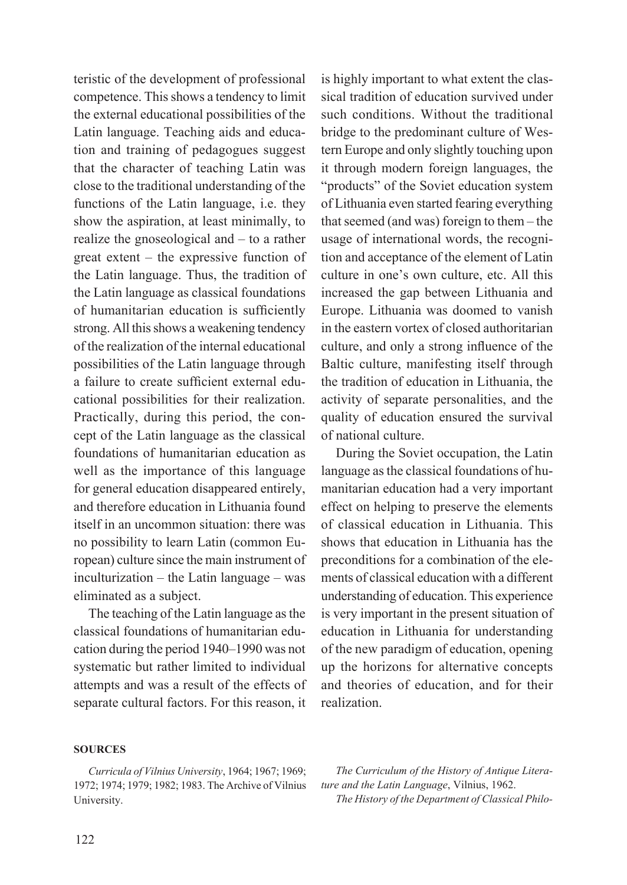teristic of the development of professional competence. This shows a tendency to limit the external educational possibilities of the Latin language. Teaching aids and education and training of pedagogues suggest that the character of teaching Latin was close to the traditional understanding of the functions of the Latin language, i.e. they show the aspiration, at least minimally, to realize the gnoseological and – to a rather great extent – the expressive function of the Latin language. Thus, the tradition of the Latin language as classical foundations of humanitarian education is sufficiently strong. All this shows a weakening tendency of the realization of the internal educational possibilities of the Latin language through a failure to create sufficient external educational possibilities for their realization. Practically, during this period, the concept of the Latin language as the classical foundations of humanitarian education as well as the importance of this language for general education disappeared entirely, and therefore education in Lithuania found itself in an uncommon situation: there was no possibility to learn Latin (common European) culture since the main instrument of inculturization – the Latin language – was eliminated as a subject.

The teaching of the Latin language as the classical foundations of humanitarian education during the period 1940–1990 was not systematic but rather limited to individual attempts and was a result of the effects of separate cultural factors. For this reason, it is highly important to what extent the classical tradition of education survived under such conditions. Without the traditional bridge to the predominant culture of Western Europe and only slightly touching upon it through modern foreign languages, the "products" of the Soviet education system of Lithuania even started fearing everything that seemed (and was) foreign to them – the usage of international words, the recognition and acceptance of the element of Latin culture in one's own culture, etc. All this increased the gap between Lithuania and Europe. Lithuania was doomed to vanish in the eastern vortex of closed authoritarian culture, and only a strong influence of the Baltic culture, manifesting itself through the tradition of education in Lithuania, the activity of separate personalities, and the quality of education ensured the survival of national culture.

During the Soviet occupation, the Latin language as the classical foundations of humanitarian education had a very important effect on helping to preserve the elements of classical education in Lithuania. This shows that education in Lithuania has the preconditions for a combination of the elements of classical education with a different understanding of education. This experience is very important in the present situation of education in Lithuania for understanding of the new paradigm of education, opening up the horizons for alternative concepts and theories of education, and for their realization.

## SOURCES

*Curricula of Vilnius University*, 1964; 1967; 1969; 1972; 1974; 1979; 1982; 1983. The Archive of Vilnius University.

*The Curriculum of the History of Antique Literature and the Latin Language*, Vilnius, 1962.

*The History of the Department of Classical Philo-*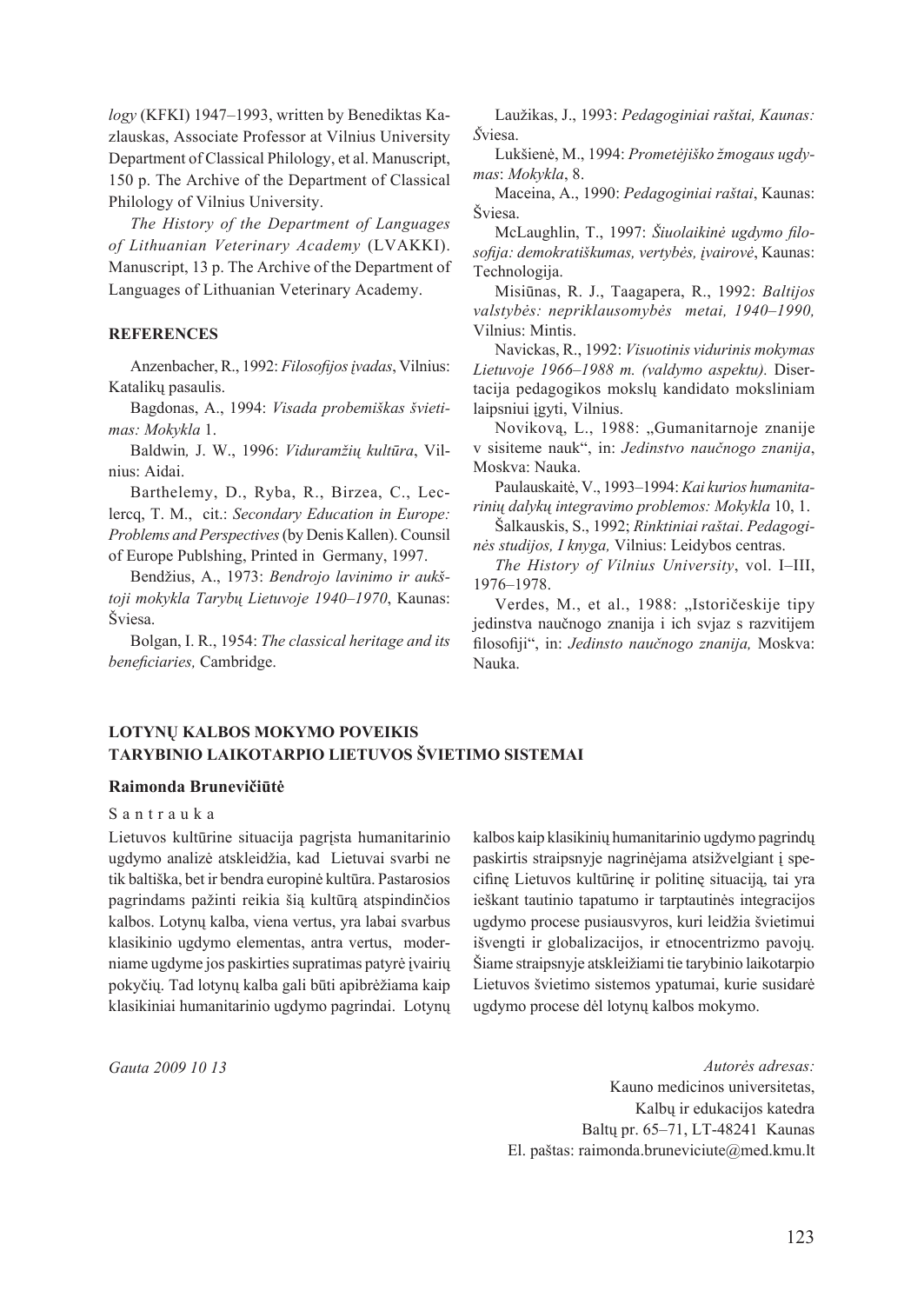*logy* (KFKI) 1947–1993, written by Benediktas Kazlauskas, Associate Professor at Vilnius University Department of Classical Philology, et al. Manuscript, 150 p. The Archive of the Department of Classical Philology of Vilnius University.

*The History of the Department of Languages of Lithuanian Veterinary Academy* (LVAKKI). Manuscript, 13 p. The Archive of the Department of Languages of Lithuanian Veterinary Academy.

### REFERENCES

Anzenbacher, R., 1992: *Filosofijos įvadas*, Vilnius: Katalikų pasaulis.

Bagdonas, A., 1994: *Visada probemiškas švietimas: Mokykla* 1.

Baldwin*,* J. W., 1996: *Viduramžių kultūra*, Vilnius: Aidai.

Barthelemy, D., Ryba, R., Birzea, C., Leclercq, T. M., cit.: *Secondary Education in Europe: Problems and Perspectives* (by Denis Kallen). Counsil of Europe Publshing, Printed in Germany, 1997.

Bendžius, A., 1973: *Bendrojo lavinimo ir aukštoji mokykla Tarybų Lietuvoje 1940–1970*, Kaunas: Šviesa.

Bolgan, I. R., 1954: *The classical heritage and its beneficiaries,* Cambridge.

Laužikas, J., 1993: *Pedagoginiai raštai, Kaunas: Š*viesa.

Lukšienė, M., 1994: *Prometėjiško žmogaus ugdymas*: *Mokykla*, 8.

Maceina, A., 1990: *Pedagoginiai raštai*, Kaunas: Šviesa.

McLaughlin, T., 1997: *Šiuolaikinė ugdymo filosofija: demokratiškumas, vertybės, įvairovė*, Kaunas: Technologija.

Misiūnas, R. J., Taagapera, R., 1992: *Baltijos valstybės: nepriklausomybės metai, 1940–1990,* Vilnius: Mintis.

Navickas, R., 1992: *Visuotinis vidurinis mokymas Lietuvoje 1966–1988 m. (valdymo aspektu).* Disertacija pedagogikos mokslų kandidato moksliniam laipsniui įgyti, Vilnius.

Novikovą, L., 1988: „Gumanitarnoje znanije v sisiteme nauk“, in: *Jedinstvo naučnogo znanija*, Moskva: Nauka.

Paulauskaitė, V., 1993–1994: *Kai kurios humanitarinių dalykų integravimo problemos: Mokykla* 10, 1.

Šalkauskis, S., 1992; *Rinktiniai raštai*. *Pedagoginės studijos, I knyga,* Vilnius: Leidybos centras.

*The History of Vilnius University*, vol. I–III, 1976–1978.

Verdes, M., et al., 1988: „Istoričeskije tipy jedinstva naučnogo znanija i ich svjaz s razvitijem filosofiji“, in: *Jedinsto naučnogo znanija,* Moskva: Nauka.

## LOTYNŲ KALBOS MOKYMO POVEIKIS TARYBINIO LAIKOTARPIO LIETUVOS ŠVIETIMO SISTEMAI

**Raimonda Brunevičiūtė**

S a n t r a u k a

Lietuvos kultūrine situacija pagrįsta humanitarinio ugdymo analizė atskleidžia, kad Lietuvai svarbi ne tik baltiška, bet ir bendra europinė kultūra. Pastarosios pagrindams pažinti reikia šią kultūrą atspindinčios kalbos. Lotynų kalba, viena vertus, yra labai svarbus klasikinio ugdymo elementas, antra vertus, moderniame ugdyme jos paskirties supratimas patyrė įvairių pokyčių. Tad lotynų kalba gali būti apibrėžiama kaip klasikiniai humanitarinio ugdymo pagrindai. Lotynų kalbos kaip klasikinių humanitarinio ugdymo pagrindų paskirtis straipsnyje nagrinėjama atsižvelgiant į specifinę Lietuvos kultūrinę ir politinę situaciją, tai yra ieškant tautinio tapatumo ir tarptautinės integracijos ugdymo procese pusiausvyros, kuri leidžia švietimui išvengti ir globalizacijos, ir etnocentrizmo pavojų. Šiame straipsnyje atskleižiami tie tarybinio laikotarpio Lietuvos švietimo sistemos ypatumai, kurie susidarė ugdymo procese dėl lotynų kalbos mokymo.

*Gauta 2009 10 13*

*Autorės adresas:*
Kauno medicinos universitetas,
Kalbų ir edukacijos katedra
Baltų pr. 65–71, LT-48241 Kaunas
El. paštas: raimonda.bruneviciute@med.kmu.lt